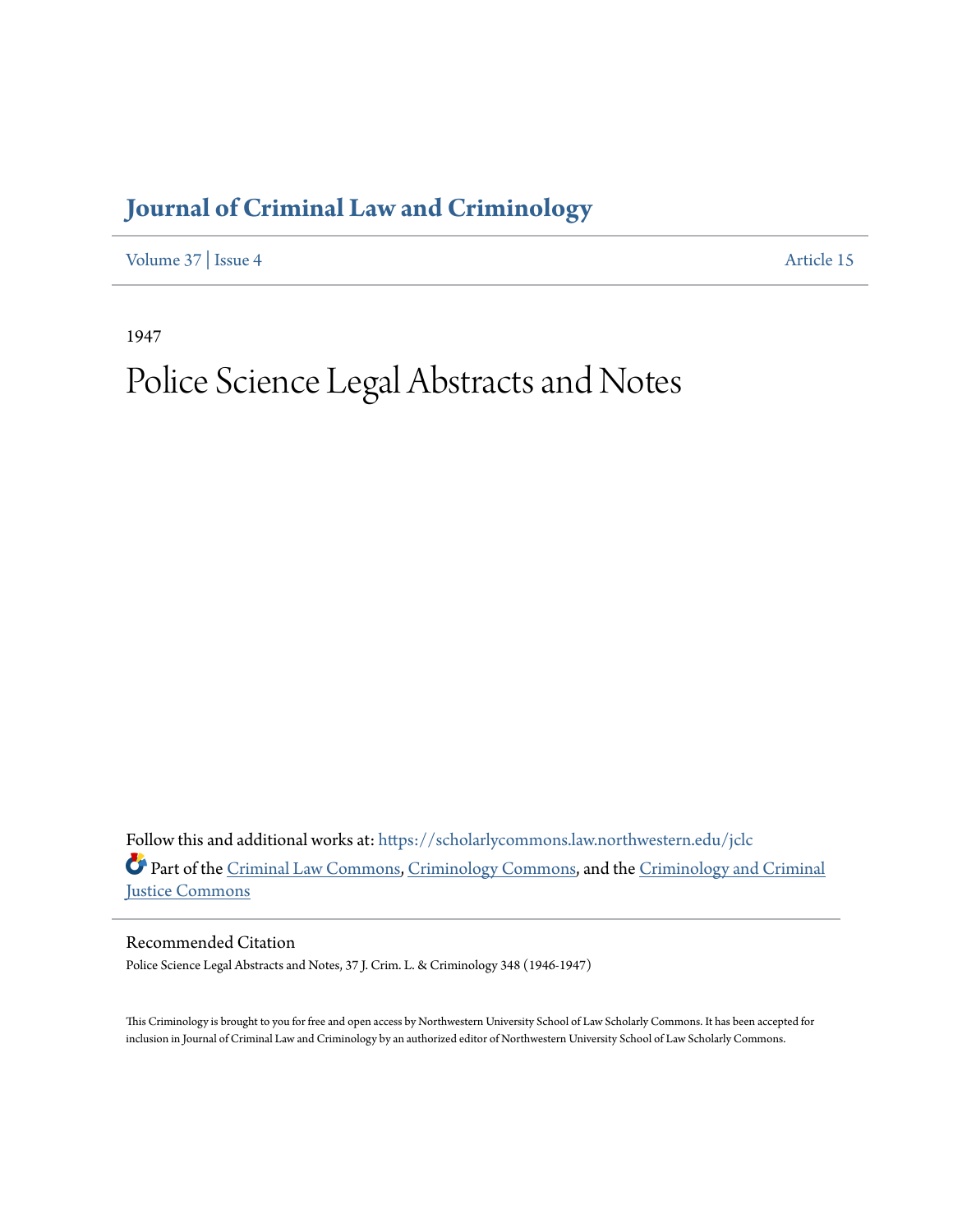# Journal of Criminal Law and Criminology

Volume 37 | Issue 4 Article 15

1947

# Police Science Legal Abstracts and Notes

Follow this and additional works at: https://scholarlycommons.law.northwestern.edu/jclc

Part of the Criminal Law Commons, Criminology Commons, and the Criminology and Criminal Justice Commons

## Recommended Citation

Police Science Legal Abstracts and Notes, 37 J. Crim. L. & Criminology 348 (1946-1947)

This Criminology is brought to you for free and open access by Northwestern University School of Law Scholarly Commons. It has been accepted for inclusion in Journal of Criminal Law and Criminology by an authorized editor of Northwestern University School of Law Scholarly Commons.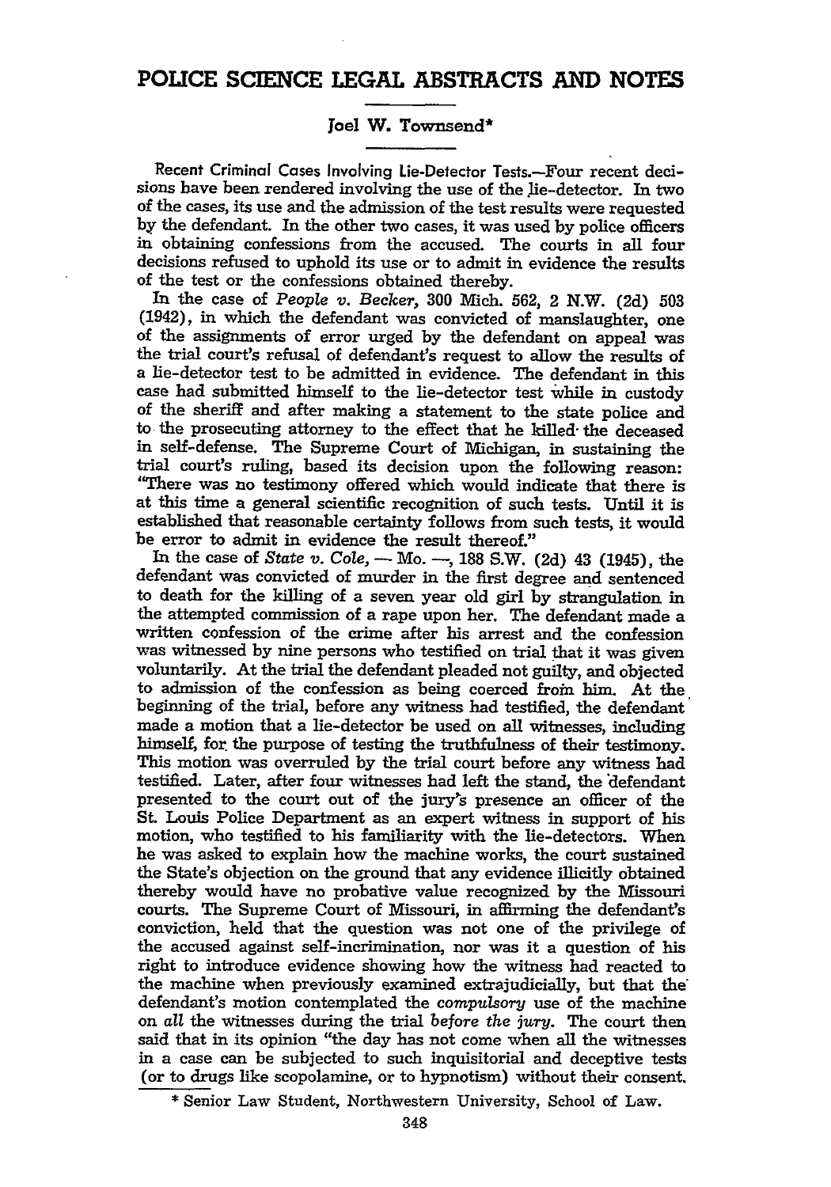## POLICE SCIENCE LEGAL ABSTRACTS AND NOTES

### Joel W. Townsend*

Recent Criminal Cases Involving Lie-Detector Tests.—Four recent decisions have been rendered involving the use of the lie-detector. In two of the cases, its use and the admission of the test results were requested by the defendant. In the other two cases, it was used by police officers in obtaining confessions from the accused. The courts in all four decisions refused to uphold its use or to admit in evidence the results of the test or the confessions obtained thereby.

In the case of *People v. Becker*, 300 Mich. 562, 2 N.W. (2d) 503 (1942), in which the defendant was convicted of manslaughter, one of the assignments of error urged by the defendant on appeal was the trial court's refusal of defendant's request to allow the results of a lie-detector test to be admitted in evidence. The defendant in this case had submitted himself to the lie-detector test while in custody of the sheriff and after making a statement to the state police and to the prosecuting attorney to the effect that he killed the deceased in self-defense. The Supreme Court of Michigan, in sustaining the trial court's ruling, based its decision upon the following reason: "There was no testimony offered which would indicate that there is at this time a general scientific recognition of such tests. Until it is established that reasonable certainty follows from such tests, it would be error to admit in evidence the result thereof."

In the case of *State v. Cole*, — Mo. —, 188 S.W. (2d) 43 (1945), the defendant was convicted of murder in the first degree and sentenced to death for the killing of a seven year old girl by strangulation in the attempted commission of a rape upon her. The defendant made a written confession of the crime after his arrest and the confession was witnessed by nine persons who testified on trial that it was given voluntarily. At the trial the defendant pleaded not guilty, and objected to admission of the confession as being coerced from him. At the beginning of the trial, before any witness had testified, the defendant made a motion that a lie-detector be used on all witnesses, including himself, for the purpose of testing the truthfulness of their testimony. This motion was overruled by the trial court before any witness had testified. Later, after four witnesses had left the stand, the defendant presented to the court out of the jury's presence an officer of the St. Louis Police Department as an expert witness in support of his motion, who testified to his familiarity with the lie-detectors. When he was asked to explain how the machine works, the court sustained the State's objection on the ground that any evidence illicitly obtained thereby would have no probative value recognized by the Missouri courts. The Supreme Court of Missouri, in affirming the defendant's conviction, held that the question was not one of the privilege of the accused against self-incrimination, nor was it a question of his right to introduce evidence showing how the witness had reacted to the machine when previously examined extrajudicially, but that the defendant's motion contemplated the *compulsory* use of the machine on *all* the witnesses during the trial *before the jury*. The court then said that in its opinion "the day has not come when all the witnesses in a case can be subjected to such inquisitorial and deceptive tests (or to drugs like scopolamine, or to hypnotism) without their consent.

\* Senior Law Student, Northwestern University, School of Law.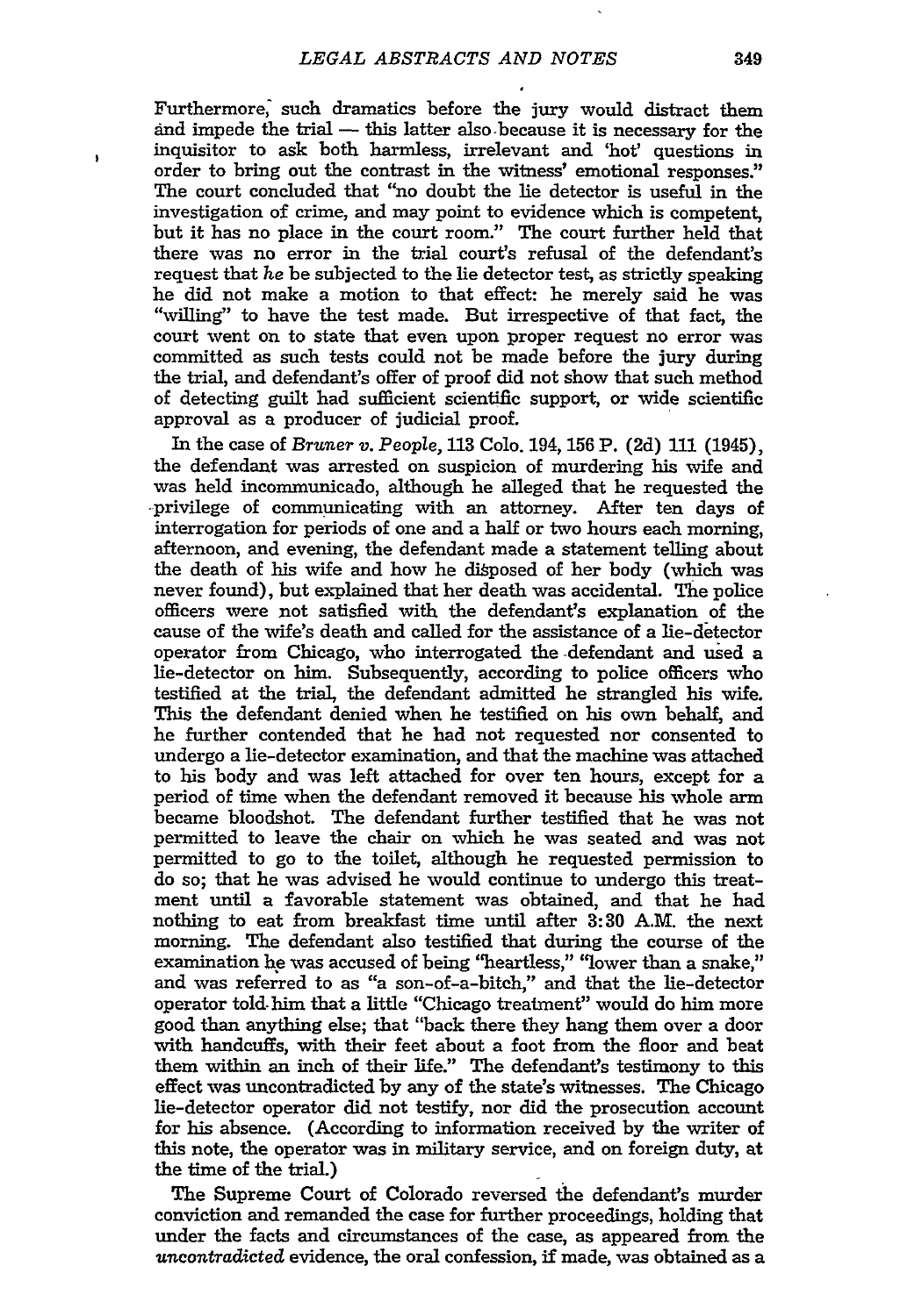Furthermore, such dramatics before the jury would distract them and impede the trial — this latter also because it is necessary for the inquisitor to ask both harmless, irrelevant and 'hot' questions in order to bring out the contrast in the witness' emotional responses." The court concluded that "no doubt the lie detector is useful in the investigation of crime, and may point to evidence which is competent, but it has no place in the court room." The court further held that there was no error in the trial court's refusal of the defendant's request that *he* be subjected to the lie detector test, as strictly speaking he did not make a motion to that effect: he merely said he was "willing" to have the test made. But irrespective of that fact, the court went on to state that even upon proper request no error was committed as such tests could not be made before the jury during the trial, and defendant's offer of proof did not show that such method of detecting guilt had sufficient scientific support, or wide scientific approval as a producer of judicial proof.

In the case of *Bruner v. People*, 113 Colo. 194, 156 P. (2d) 111 (1945), the defendant was arrested on suspicion of murdering his wife and was held incommunicado, although he alleged that he requested the privilege of communicating with an attorney. After ten days of interrogation for periods of one and a half or two hours each morning, afternoon, and evening, the defendant made a statement telling about the death of his wife and how he disposed of her body (which was never found), but explained that her death was accidental. The police officers were not satisfied with the defendant's explanation of the cause of the wife's death and called for the assistance of a lie-detector operator from Chicago, who interrogated the defendant and used a lie-detector on him. Subsequently, according to police officers who testified at the trial, the defendant admitted he strangled his wife. This the defendant denied when he testified on his own behalf, and he further contended that he had not requested nor consented to undergo a lie-detector examination, and that the machine was attached to his body and was left attached for over ten hours, except for a period of time when the defendant removed it because his whole arm became bloodshot. The defendant further testified that he was not permitted to leave the chair on which he was seated and was not permitted to go to the toilet, although he requested permission to do so; that he was advised he would continue to undergo this treatment until a favorable statement was obtained, and that he had nothing to eat from breakfast time until after 3:30 A.M. the next morning. The defendant also testified that during the course of the examination he was accused of being "heartless," "lower than a snake," and was referred to as "a son-of-a-bitch," and that the lie-detector operator told him that a little "Chicago treatment" would do him more good than anything else; that "back there they hang them over a door with handcuffs, with their feet about a foot from the floor and beat them within an inch of their life." The defendant's testimony to this effect was uncontradicted by any of the state's witnesses. The Chicago lie-detector operator did not testify, nor did the prosecution account for his absence. (According to information received by the writer of this note, the operator was in military service, and on foreign duty, at the time of the trial.)

The Supreme Court of Colorado reversed the defendant's murder conviction and remanded the case for further proceedings, holding that under the facts and circumstances of the case, as appeared from the *uncontradicted* evidence, the oral confession, if made, was obtained as a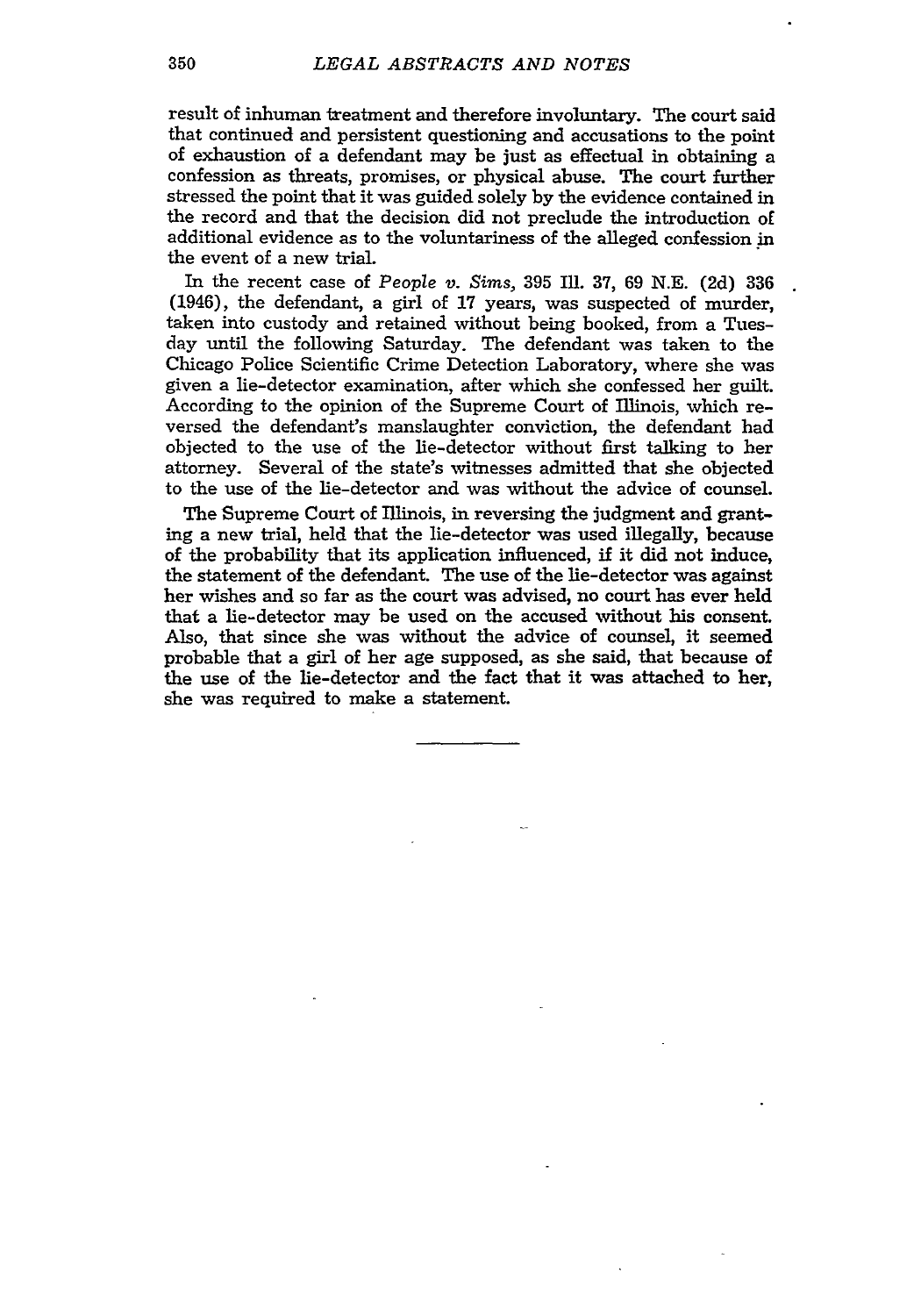result of inhuman treatment and therefore involuntary. The court said that continued and persistent questioning and accusations to the point of exhaustion of a defendant may be just as effectual in obtaining a confession as threats, promises, or physical abuse. The court further stressed the point that it was guided solely by the evidence contained in the record and that the decision did not preclude the introduction of additional evidence as to the voluntariness of the alleged confession in the event of a new trial.

In the recent case of *People v. Sims,* 395 Ill. 37, 69 N.E. (2d) 336 (1946), the defendant, a girl of 17 years, was suspected of murder, taken into custody and retained without being booked, from a Tuesday until the following Saturday. The defendant was taken to the Chicago Police Scientific Crime Detection Laboratory, where she was given a lie-detector examination, after which she confessed her guilt. According to the opinion of the Supreme Court of Illinois, which reversed the defendant's manslaughter conviction, the defendant had objected to the use of the lie-detector without first talking to her attorney. Several of the state's witnesses admitted that she objected to the use of the lie-detector and was without the advice of counsel.

The Supreme Court of Illinois, in reversing the judgment and granting a new trial, held that the lie-detector was used illegally, because of the probability that its application influenced, if it did not induce, the statement of the defendant. The use of the lie-detector was against her wishes and so far as the court was advised, no court has ever held that a lie-detector may be used on the accused without his consent. Also, that since she was without the advice of counsel, it seemed probable that a girl of her age supposed, as she said, that because of the use of the lie-detector and the fact that it was attached to her, she was required to make a statement.